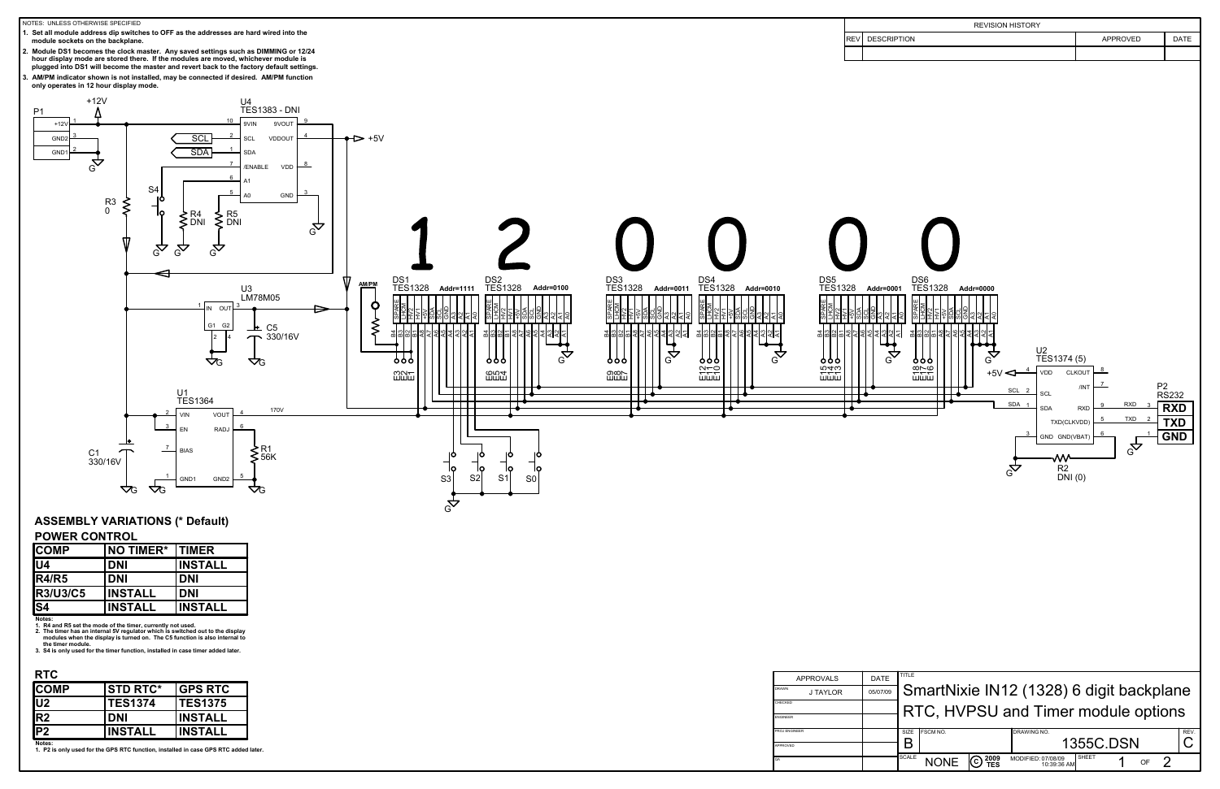NOTES: UNLESS OTHERWISE SPECIFIED

1. Set all module address dip switches to OFF as the addresses are hard wired into the module sockets on the backplane.
2. Module DS1 becomes the clock master. Any saved settings such as DIMMING or 12/24 hour display mode are stored there. If the modules are moved, whichever module is plugged into DS1 will become the master and revert back to the factory default settings.
3. AM/PM indicator shown is not installed, may be connected if desired. AM/PM function only operates in 12 hour display mode.

| REVISION HISTORY | | | |
|---|---|---|---|
| REV | DESCRIPTION | APPROVED | DATE |
| | | | |

## ASSEMBLY VARIATIONS (* Default)

### POWER CONTROL

| COMP | NO TIMER* | TIMER |
|---|---|---|
| U4 | DNI | INSTALL |
| R4/R5 | DNI | DNI |
| R3/U3/C5 | INSTALL | DNI |
| S4 | INSTALL | INSTALL |

Notes:
1. R4 and R5 set the mode of the timer, currently not used.
2. The timer has an internal 5V regulator which is switched out to the display modules when the display is turned on. The C5 function is also internal to the timer module.
3. S4 is only used for the timer function, installed in case timer added later.

### RTC

| COMP | STD RTC* | GPS RTC |
|---|---|---|
| U2 | TES1374 | TES1375 |
| R2 | DNI | INSTALL |
| P2 | INSTALL | INSTALL |

Notes:
1. P2 is only used for the GPS RTC function, installed in case GPS RTC added later.

| APPROVALS | DATE |
|---|---|
| DRAWN J TAYLOR | 05/07/09 |
| CHECKED | |
| ENGINEER | |
| PROJ ENGINEER | |
| APPROVED | |
| QA | |

TITLE: SmartNixie IN12 (1328) 6 digit backplane RTC, HVPSU and Timer module options

SIZE: B | FSCM NO. | DRAWING NO.: 1355C.DSN | REV: C

SCALE: NONE | © 2009 TES | MODIFIED: 07/08/09 10:39:36 AM | SHEET 1 OF 2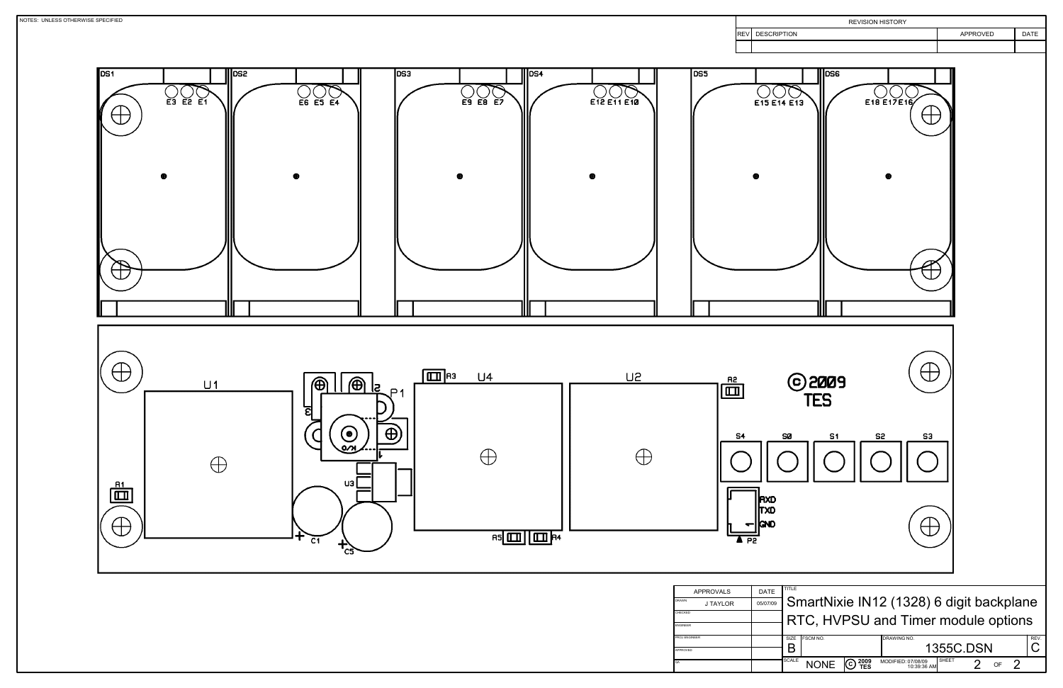NOTES: UNLESS OTHERWISE SPECIFIED

| REVISION HISTORY | | | |
|---|---|---|---|
| REV | DESCRIPTION | APPROVED | DATE |
| | | | |

DS1 E3 E2 E1

DS2 E6 E5 E4

DS3 E9 E8 E7

DS4 E12 E11 E10

DS5 E15 E14 E13

DS6 E18 E17 E16

U1 R1 C1 C5 P1 U3 R3 U4 R5 R4 U2 R2 P2

© 2009 TES

S4 S0 S1 S2 S3

RXD TXD GND

| APPROVALS | | DATE | TITLE | | | |
|---|---|---|---|---|---|---|
| DRAWN | J TAYLOR | 05/07/09 | SmartNixie IN12 (1328) 6 digit backplane RTC, HVPSU and Timer module options | | | |
| CHECKED | | | | | | |
| ENGINEER | | | | | | |
| PROJ ENGINEER | | | SIZE B | FSCM NO. | DRAWING NO. 1355C.DSN | REV. C |
| APPROVED | | | | | | |
| QA | | | SCALE NONE | © 2009 TES | MODIFIED: 07/08/09 10:39:36 AM | SHEET 2 OF 2 |